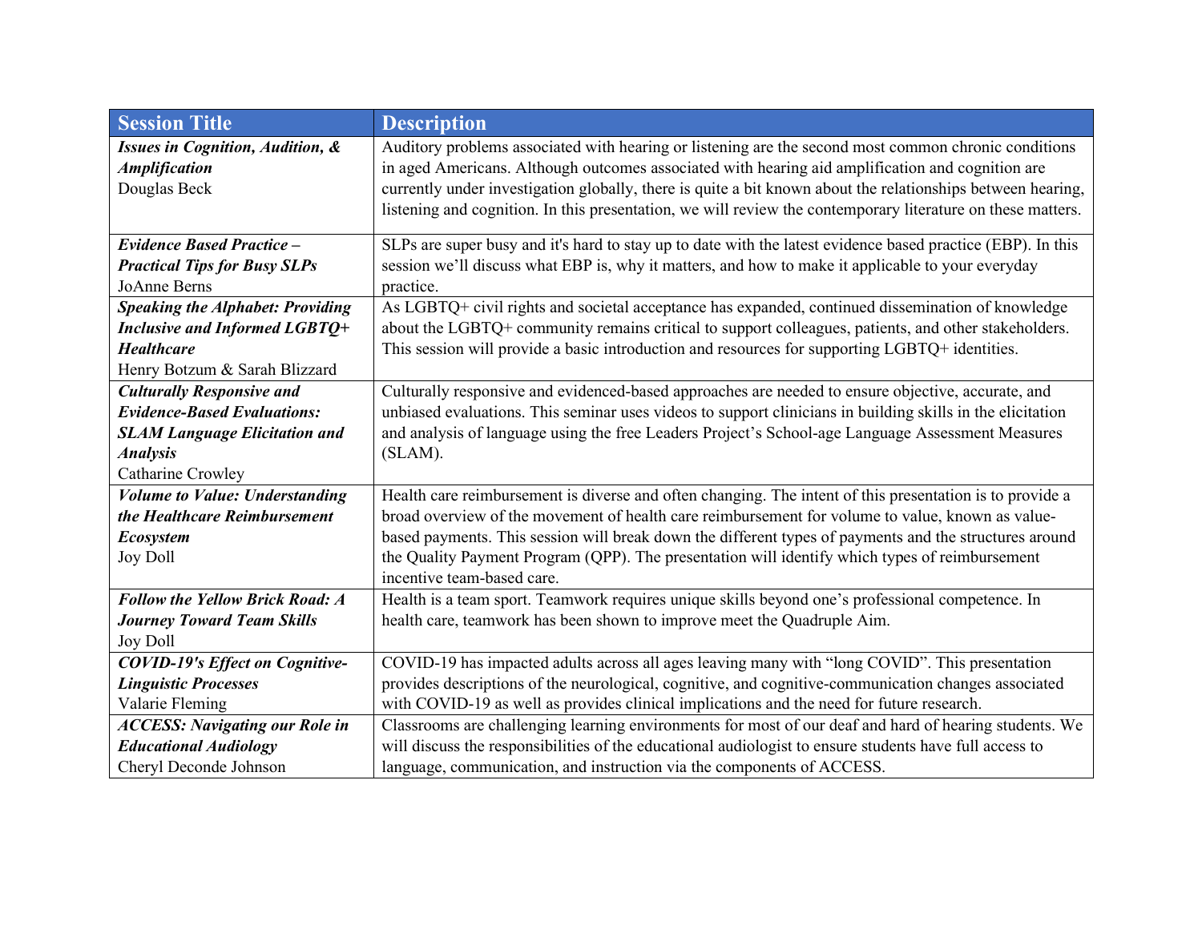| Session Title | Description |
|---|---|
| ***Issues in Cognition, Audition, & Amplification*** Douglas Beck | Auditory problems associated with hearing or listening are the second most common chronic conditions in aged Americans. Although outcomes associated with hearing aid amplification and cognition are currently under investigation globally, there is quite a bit known about the relationships between hearing, listening and cognition. In this presentation, we will review the contemporary literature on these matters. |
| ***Evidence Based Practice – Practical Tips for Busy SLPs*** JoAnne Berns | SLPs are super busy and it's hard to stay up to date with the latest evidence based practice (EBP). In this session we'll discuss what EBP is, why it matters, and how to make it applicable to your everyday practice. |
| ***Speaking the Alphabet: Providing Inclusive and Informed LGBTQ+ Healthcare*** Henry Botzum & Sarah Blizzard | As LGBTQ+ civil rights and societal acceptance has expanded, continued dissemination of knowledge about the LGBTQ+ community remains critical to support colleagues, patients, and other stakeholders. This session will provide a basic introduction and resources for supporting LGBTQ+ identities. |
| ***Culturally Responsive and Evidence-Based Evaluations: SLAM Language Elicitation and Analysis*** Catharine Crowley | Culturally responsive and evidenced-based approaches are needed to ensure objective, accurate, and unbiased evaluations. This seminar uses videos to support clinicians in building skills in the elicitation and analysis of language using the free Leaders Project's School-age Language Assessment Measures (SLAM). |
| ***Volume to Value: Understanding the Healthcare Reimbursement Ecosystem*** Joy Doll | Health care reimbursement is diverse and often changing. The intent of this presentation is to provide a broad overview of the movement of health care reimbursement for volume to value, known as value-based payments. This session will break down the different types of payments and the structures around the Quality Payment Program (QPP). The presentation will identify which types of reimbursement incentive team-based care. |
| ***Follow the Yellow Brick Road: A Journey Toward Team Skills*** Joy Doll | Health is a team sport. Teamwork requires unique skills beyond one's professional competence. In health care, teamwork has been shown to improve meet the Quadruple Aim. |
| ***COVID-19's Effect on Cognitive-Linguistic Processes*** Valarie Fleming | COVID-19 has impacted adults across all ages leaving many with "long COVID". This presentation provides descriptions of the neurological, cognitive, and cognitive-communication changes associated with COVID-19 as well as provides clinical implications and the need for future research. |
| ***ACCESS: Navigating our Role in Educational Audiology*** Cheryl Deconde Johnson | Classrooms are challenging learning environments for most of our deaf and hard of hearing students. We will discuss the responsibilities of the educational audiologist to ensure students have full access to language, communication, and instruction via the components of ACCESS. |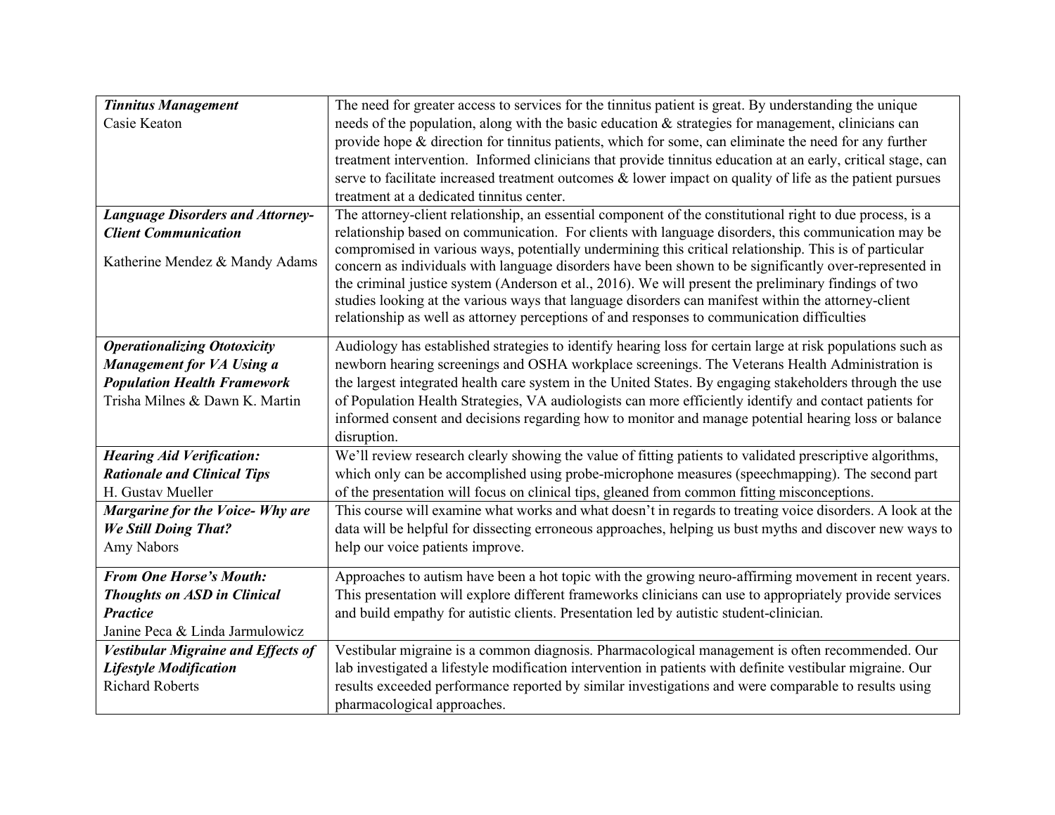| | |
|---|---|
| ***Tinnitus Management***<br>Casie Keaton | The need for greater access to services for the tinnitus patient is great. By understanding the unique needs of the population, along with the basic education & strategies for management, clinicians can provide hope & direction for tinnitus patients, which for some, can eliminate the need for any further treatment intervention. Informed clinicians that provide tinnitus education at an early, critical stage, can serve to facilitate increased treatment outcomes & lower impact on quality of life as the patient pursues treatment at a dedicated tinnitus center. |
| ***Language Disorders and Attorney-Client Communication***<br>Katherine Mendez & Mandy Adams | The attorney-client relationship, an essential component of the constitutional right to due process, is a relationship based on communication. For clients with language disorders, this communication may be compromised in various ways, potentially undermining this critical relationship. This is of particular concern as individuals with language disorders have been shown to be significantly over-represented in the criminal justice system (Anderson et al., 2016). We will present the preliminary findings of two studies looking at the various ways that language disorders can manifest within the attorney-client relationship as well as attorney perceptions of and responses to communication difficulties |
| ***Operationalizing Ototoxicity Management for VA Using a Population Health Framework***<br>Trisha Milnes & Dawn K. Martin | Audiology has established strategies to identify hearing loss for certain large at risk populations such as newborn hearing screenings and OSHA workplace screenings. The Veterans Health Administration is the largest integrated health care system in the United States. By engaging stakeholders through the use of Population Health Strategies, VA audiologists can more efficiently identify and contact patients for informed consent and decisions regarding how to monitor and manage potential hearing loss or balance disruption. |
| ***Hearing Aid Verification: Rationale and Clinical Tips***<br>H. Gustav Mueller | We'll review research clearly showing the value of fitting patients to validated prescriptive algorithms, which only can be accomplished using probe-microphone measures (speechmapping). The second part of the presentation will focus on clinical tips, gleaned from common fitting misconceptions. |
| ***Margarine for the Voice- Why are We Still Doing That?***<br>Amy Nabors | This course will examine what works and what doesn't in regards to treating voice disorders. A look at the data will be helpful for dissecting erroneous approaches, helping us bust myths and discover new ways to help our voice patients improve. |
| ***From One Horse's Mouth: Thoughts on ASD in Clinical Practice***<br>Janine Peca & Linda Jarmulowicz | Approaches to autism have been a hot topic with the growing neuro-affirming movement in recent years. This presentation will explore different frameworks clinicians can use to appropriately provide services and build empathy for autistic clients. Presentation led by autistic student-clinician. |
| ***Vestibular Migraine and Effects of Lifestyle Modification***<br>Richard Roberts | Vestibular migraine is a common diagnosis. Pharmacological management is often recommended. Our lab investigated a lifestyle modification intervention in patients with definite vestibular migraine. Our results exceeded performance reported by similar investigations and were comparable to results using pharmacological approaches. |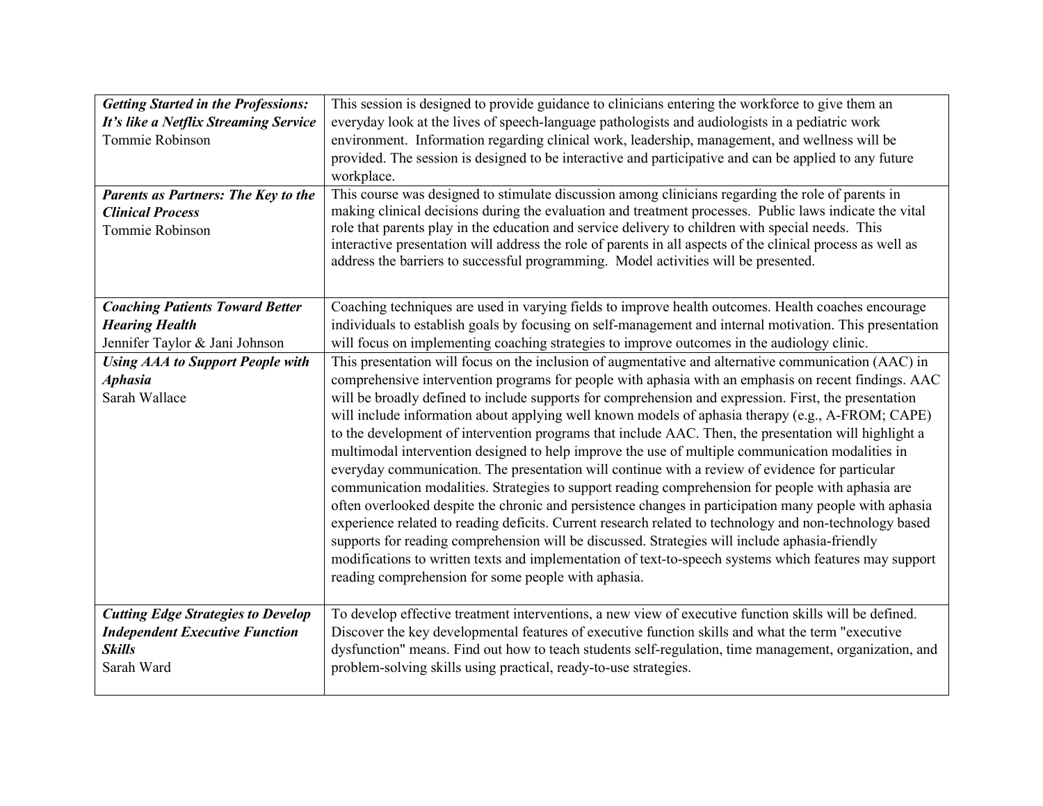| | |
|---|---|
| ***Getting Started in the Professions: It's like a Netflix Streaming Service*** Tommie Robinson | This session is designed to provide guidance to clinicians entering the workforce to give them an everyday look at the lives of speech-language pathologists and audiologists in a pediatric work environment. Information regarding clinical work, leadership, management, and wellness will be provided. The session is designed to be interactive and participative and can be applied to any future workplace. |
| ***Parents as Partners: The Key to the Clinical Process*** Tommie Robinson | This course was designed to stimulate discussion among clinicians regarding the role of parents in making clinical decisions during the evaluation and treatment processes. Public laws indicate the vital role that parents play in the education and service delivery to children with special needs. This interactive presentation will address the role of parents in all aspects of the clinical process as well as address the barriers to successful programming. Model activities will be presented. |
| ***Coaching Patients Toward Better Hearing Health*** Jennifer Taylor & Jani Johnson | Coaching techniques are used in varying fields to improve health outcomes. Health coaches encourage individuals to establish goals by focusing on self-management and internal motivation. This presentation will focus on implementing coaching strategies to improve outcomes in the audiology clinic. |
| ***Using AAA to Support People with Aphasia*** Sarah Wallace | This presentation will focus on the inclusion of augmentative and alternative communication (AAC) in comprehensive intervention programs for people with aphasia with an emphasis on recent findings. AAC will be broadly defined to include supports for comprehension and expression. First, the presentation will include information about applying well known models of aphasia therapy (e.g., A-FROM; CAPE) to the development of intervention programs that include AAC. Then, the presentation will highlight a multimodal intervention designed to help improve the use of multiple communication modalities in everyday communication. The presentation will continue with a review of evidence for particular communication modalities. Strategies to support reading comprehension for people with aphasia are often overlooked despite the chronic and persistence changes in participation many people with aphasia experience related to reading deficits. Current research related to technology and non-technology based supports for reading comprehension will be discussed. Strategies will include aphasia-friendly modifications to written texts and implementation of text-to-speech systems which features may support reading comprehension for some people with aphasia. |
| ***Cutting Edge Strategies to Develop Independent Executive Function Skills*** Sarah Ward | To develop effective treatment interventions, a new view of executive function skills will be defined. Discover the key developmental features of executive function skills and what the term "executive dysfunction" means. Find out how to teach students self-regulation, time management, organization, and problem-solving skills using practical, ready-to-use strategies. |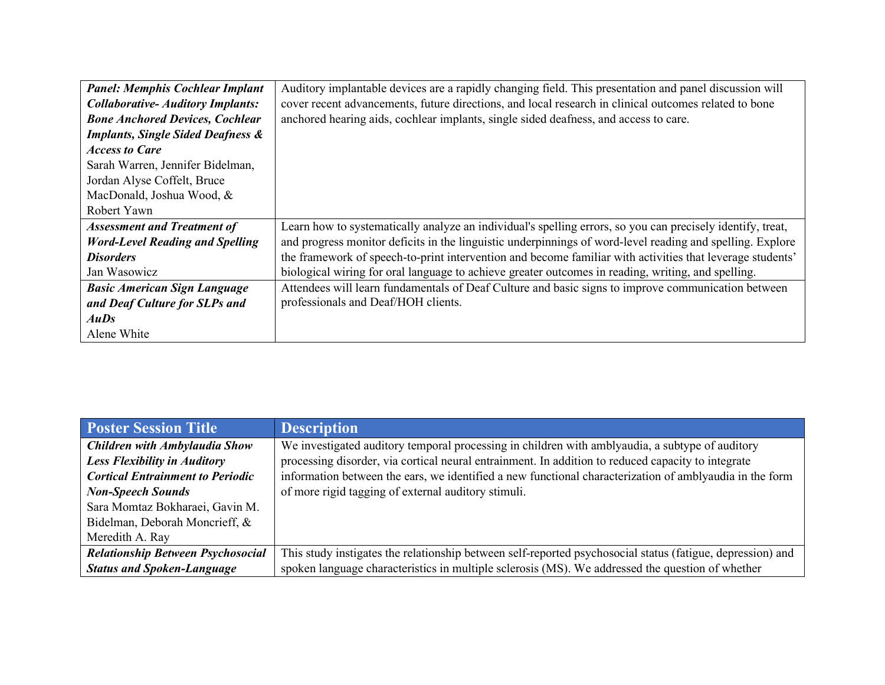| | |
|---|---|
| ***Panel: Memphis Cochlear Implant Collaborative- Auditory Implants: Bone Anchored Devices, Cochlear Implants, Single Sided Deafness & Access to Care*** Sarah Warren, Jennifer Bidelman, Jordan Alyse Coffelt, Bruce MacDonald, Joshua Wood, & Robert Yawn | Auditory implantable devices are a rapidly changing field. This presentation and panel discussion will cover recent advancements, future directions, and local research in clinical outcomes related to bone anchored hearing aids, cochlear implants, single sided deafness, and access to care. |
| ***Assessment and Treatment of Word-Level Reading and Spelling Disorders*** Jan Wasowicz | Learn how to systematically analyze an individual's spelling errors, so you can precisely identify, treat, and progress monitor deficits in the linguistic underpinnings of word-level reading and spelling. Explore the framework of speech-to-print intervention and become familiar with activities that leverage students' biological wiring for oral language to achieve greater outcomes in reading, writing, and spelling. |
| ***Basic American Sign Language and Deaf Culture for SLPs and AuDs*** Alene White | Attendees will learn fundamentals of Deaf Culture and basic signs to improve communication between professionals and Deaf/HOH clients. |

| Poster Session Title | Description |
|---|---|
| ***Children with Amblyaudia Show Less Flexibility in Auditory Cortical Entrainment to Periodic Non-Speech Sounds*** Sara Momtaz Bokharaei, Gavin M. Bidelman, Deborah Moncrieff, & Meredith A. Ray | We investigated auditory temporal processing in children with amblyaudia, a subtype of auditory processing disorder, via cortical neural entrainment. In addition to reduced capacity to integrate information between the ears, we identified a new functional characterization of amblyaudia in the form of more rigid tagging of external auditory stimuli. |
| ***Relationship Between Psychosocial Status and Spoken-Language*** | This study instigates the relationship between self-reported psychosocial status (fatigue, depression) and spoken language characteristics in multiple sclerosis (MS). We addressed the question of whether |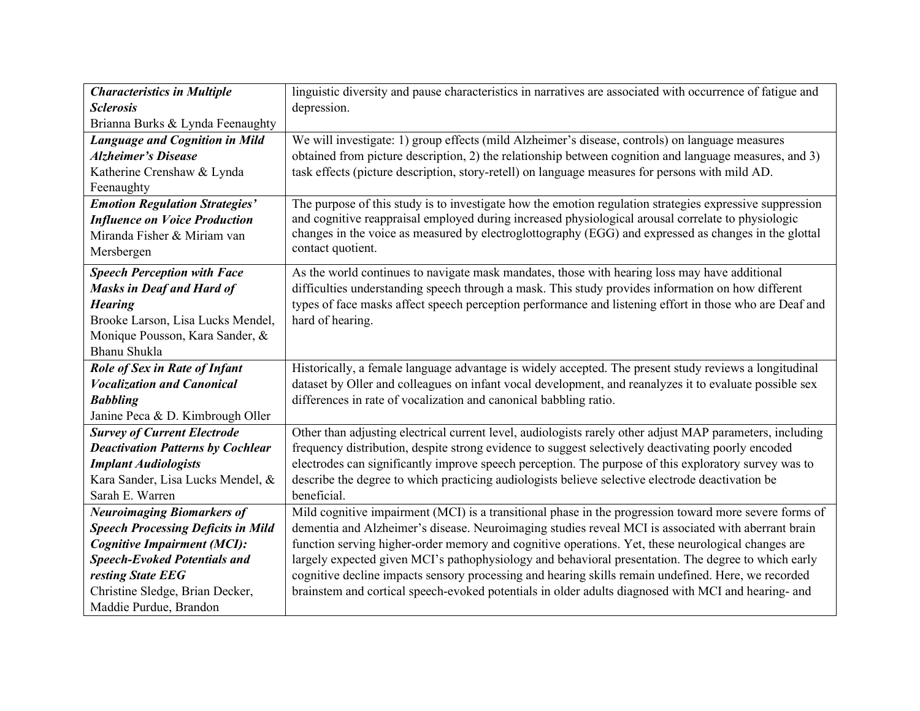| | |
|---|---|
| ***Characteristics in Multiple Sclerosis*** Brianna Burks & Lynda Feenaughty | linguistic diversity and pause characteristics in narratives are associated with occurrence of fatigue and depression. |
| ***Language and Cognition in Mild Alzheimer's Disease*** Katherine Crenshaw & Lynda Feenaughty | We will investigate: 1) group effects (mild Alzheimer's disease, controls) on language measures obtained from picture description, 2) the relationship between cognition and language measures, and 3) task effects (picture description, story-retell) on language measures for persons with mild AD. |
| ***Emotion Regulation Strategies' Influence on Voice Production*** Miranda Fisher & Miriam van Mersbergen | The purpose of this study is to investigate how the emotion regulation strategies expressive suppression and cognitive reappraisal employed during increased physiological arousal correlate to physiologic changes in the voice as measured by electroglottography (EGG) and expressed as changes in the glottal contact quotient. |
| ***Speech Perception with Face Masks in Deaf and Hard of Hearing*** Brooke Larson, Lisa Lucks Mendel, Monique Pousson, Kara Sander, & Bhanu Shukla | As the world continues to navigate mask mandates, those with hearing loss may have additional difficulties understanding speech through a mask. This study provides information on how different types of face masks affect speech perception performance and listening effort in those who are Deaf and hard of hearing. |
| ***Role of Sex in Rate of Infant Vocalization and Canonical Babbling*** Janine Peca & D. Kimbrough Oller | Historically, a female language advantage is widely accepted. The present study reviews a longitudinal dataset by Oller and colleagues on infant vocal development, and reanalyzes it to evaluate possible sex differences in rate of vocalization and canonical babbling ratio. |
| ***Survey of Current Electrode Deactivation Patterns by Cochlear Implant Audiologists*** Kara Sander, Lisa Lucks Mendel, & Sarah E. Warren | Other than adjusting electrical current level, audiologists rarely other adjust MAP parameters, including frequency distribution, despite strong evidence to suggest selectively deactivating poorly encoded electrodes can significantly improve speech perception. The purpose of this exploratory survey was to describe the degree to which practicing audiologists believe selective electrode deactivation be beneficial. |
| ***Neuroimaging Biomarkers of Speech Processing Deficits in Mild Cognitive Impairment (MCI): Speech-Evoked Potentials and resting State EEG*** Christine Sledge, Brian Decker, Maddie Purdue, Brandon | Mild cognitive impairment (MCI) is a transitional phase in the progression toward more severe forms of dementia and Alzheimer's disease. Neuroimaging studies reveal MCI is associated with aberrant brain function serving higher-order memory and cognitive operations. Yet, these neurological changes are largely expected given MCI's pathophysiology and behavioral presentation. The degree to which early cognitive decline impacts sensory processing and hearing skills remain undefined. Here, we recorded brainstem and cortical speech-evoked potentials in older adults diagnosed with MCI and hearing- and |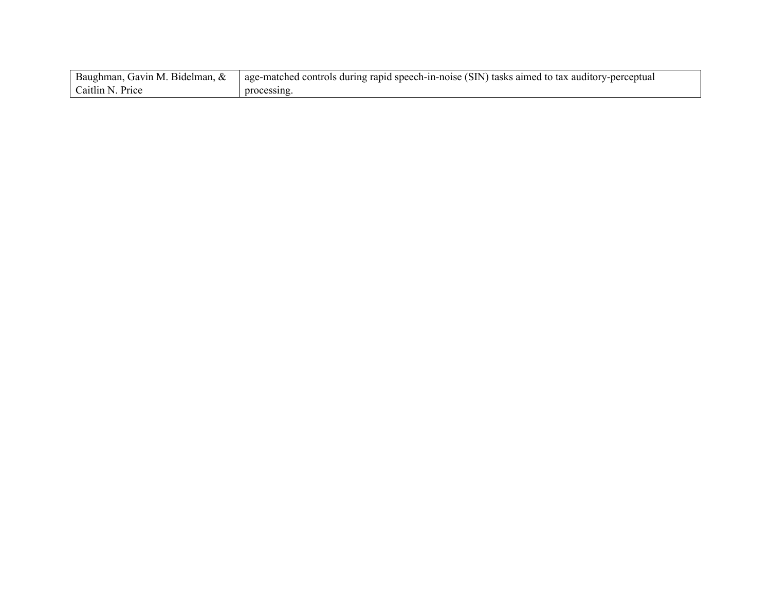| | |
|---|---|
| Baughman, Gavin M. Bidelman, & Caitlin N. Price | age-matched controls during rapid speech-in-noise (SIN) tasks aimed to tax auditory-perceptual processing. |